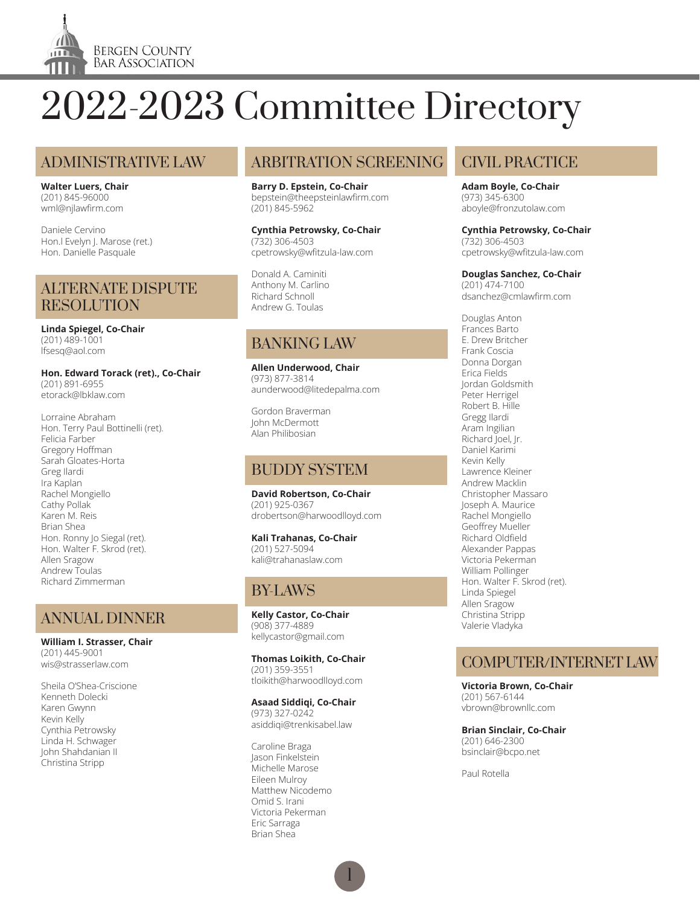Bergen County Bar Association

# 2022-2023 Committee Directory

## ADMINISTRATIVE LAW

**Walter Luers, Chair**
(201) 845-96000
wml@njlawfirm.com

Daniele Cervino
Hon.l Evelyn J. Marose (ret.)
Hon. Danielle Pasquale

## ALTERNATE DISPUTE RESOLUTION

**Linda Spiegel, Co-Chair**
(201) 489-1001
lfsesq@aol.com

**Hon. Edward Torack (ret)., Co-Chair**
(201) 891-6955
etorack@lbklaw.com

Lorraine Abraham
Hon. Terry Paul Bottinelli (ret).
Felicia Farber
Gregory Hoffman
Sarah Gloates-Horta
Greg Ilardi
Ira Kaplan
Rachel Mongiello
Cathy Pollak
Karen M. Reis
Brian Shea
Hon. Ronny Jo Siegal (ret).
Hon. Walter F. Skrod (ret).
Allen Sragow
Andrew Toulas
Richard Zimmerman

## ANNUAL DINNER

**William I. Strasser, Chair**
(201) 445-9001
wis@strasserlaw.com

Sheila O'Shea-Criscione
Kenneth Dolecki
Karen Gwynn
Kevin Kelly
Cynthia Petrowsky
Linda H. Schwager
John Shahdanian II
Christina Stripp

## ARBITRATION SCREENING

**Barry D. Epstein, Co-Chair**
bepstein@theepsteinlawfirm.com
(201) 845-5962

**Cynthia Petrowsky, Co-Chair**
(732) 306-4503
cpetrowsky@wfitzula-law.com

Donald A. Caminiti
Anthony M. Carlino
Richard Schnoll
Andrew G. Toulas

## BANKING LAW

**Allen Underwood, Chair**
(973) 877-3814
aunderwood@litedepalma.com

Gordon Braverman
John McDermott
Alan Philibosian

## BUDDY SYSTEM

**David Robertson, Co-Chair**
(201) 925-0367
drobertson@harwoodlloyd.com

**Kali Trahanas, Co-Chair**
(201) 527-5094
kali@trahanaslaw.com

## BY-LAWS

**Kelly Castor, Co-Chair**
(908) 377-4889
kellycastor@gmail.com

**Thomas Loikith, Co-Chair**
(201) 359-3551
tloikith@harwoodlloyd.com

**Asaad Siddiqi, Co-Chair**
(973) 327-0242
asiddiqi@trenkisabel.law

Caroline Braga
Jason Finkelstein
Michelle Marose
Eileen Mulroy
Matthew Nicodemo
Omid S. Irani
Victoria Pekerman
Eric Sarraga
Brian Shea

## CIVIL PRACTICE

**Adam Boyle, Co-Chair**
(973) 345-6300
aboyle@fronzutolaw.com

**Cynthia Petrowsky, Co-Chair**
(732) 306-4503
cpetrowsky@wfitzula-law.com

**Douglas Sanchez, Co-Chair**
(201) 474-7100
dsanchez@cmlawfirm.com

Douglas Anton
Frances Barto
E. Drew Britcher
Frank Coscia
Donna Dorgan
Erica Fields
Jordan Goldsmith
Peter Herrigel
Robert B. Hille
Gregg Ilardi
Aram Ingilian
Richard Joel, Jr.
Daniel Karimi
Kevin Kelly
Lawrence Kleiner
Andrew Macklin
Christopher Massaro
Joseph A. Maurice
Rachel Mongiello
Geoffrey Mueller
Richard Oldfield
Alexander Pappas
Victoria Pekerman
William Pollinger
Hon. Walter F. Skrod (ret).
Linda Spiegel
Allen Sragow
Christina Stripp
Valerie Vladyka

## COMPUTER/INTERNET LAW

**Victoria Brown, Co-Chair**
(201) 567-6144
vbrown@brownllc.com

**Brian Sinclair, Co-Chair**
(201) 646-2300
bsinclair@bcpo.net

Paul Rotella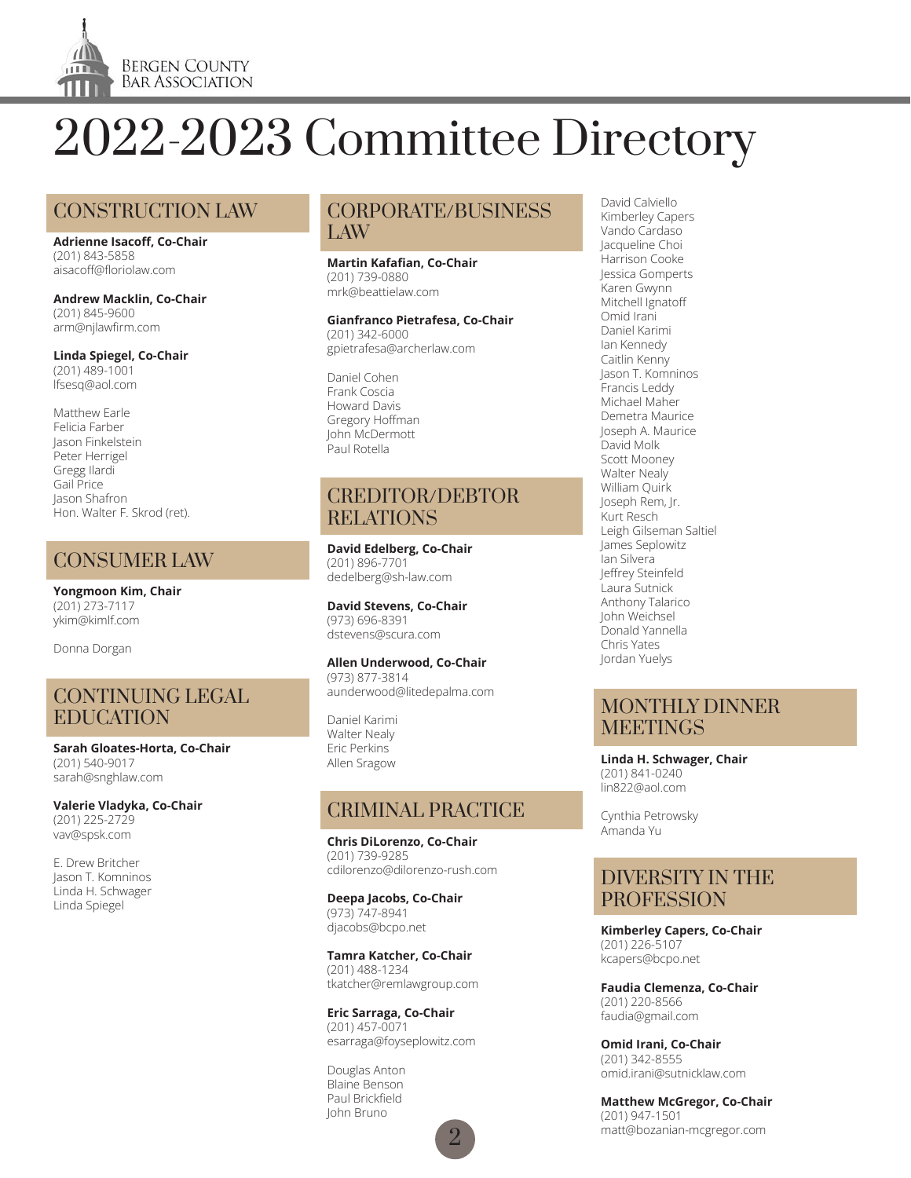BERGEN COUNTY BAR ASSOCIATION

# 2022-2023 Committee Directory

## CONSTRUCTION LAW

**Adrienne Isacoff, Co-Chair**
(201) 843-5858
aisacoff@floriolaw.com

**Andrew Macklin, Co-Chair**
(201) 845-9600
arm@njlawfirm.com

**Linda Spiegel, Co-Chair**
(201) 489-1001
lfsesq@aol.com

Matthew Earle
Felicia Farber
Jason Finkelstein
Peter Herrigel
Gregg Ilardi
Gail Price
Jason Shafron
Hon. Walter F. Skrod (ret).

## CONSUMER LAW

**Yongmoon Kim, Chair**
(201) 273-7117
ykim@kimlf.com

Donna Dorgan

## CONTINUING LEGAL EDUCATION

**Sarah Gloates-Horta, Co-Chair**
(201) 540-9017
sarah@snghlaw.com

**Valerie Vladyka, Co-Chair**
(201) 225-2729
vav@spsk.com

E. Drew Britcher
Jason T. Komninos
Linda H. Schwager
Linda Spiegel

## CORPORATE/BUSINESS LAW

**Martin Kafafian, Co-Chair**
(201) 739-0880
mrk@beattielaw.com

**Gianfranco Pietrafesa, Co-Chair**
(201) 342-6000
gpietrafesa@archerlaw.com

Daniel Cohen
Frank Coscia
Howard Davis
Gregory Hoffman
John McDermott
Paul Rotella

## CREDITOR/DEBTOR RELATIONS

**David Edelberg, Co-Chair**
(201) 896-7701
dedelberg@sh-law.com

**David Stevens, Co-Chair**
(973) 696-8391
dstevens@scura.com

**Allen Underwood, Co-Chair**
(973) 877-3814
aunderwood@litedepalma.com

Daniel Karimi
Walter Nealy
Eric Perkins
Allen Sragow

## CRIMINAL PRACTICE

**Chris DiLorenzo, Co-Chair**
(201) 739-9285
cdilorenzo@dilorenzo-rush.com

**Deepa Jacobs, Co-Chair**
(973) 747-8941
djacobs@bcpo.net

**Tamra Katcher, Co-Chair**
(201) 488-1234
tkatcher@remlawgroup.com

**Eric Sarraga, Co-Chair**
(201) 457-0071
esarraga@foyseplowitz.com

Douglas Anton
Blaine Benson
Paul Brickfield
John Bruno
David Calviello
Kimberley Capers
Vando Cardaso
Jacqueline Choi
Harrison Cooke
Jessica Gomperts
Karen Gwynn
Mitchell Ignatoff
Omid Irani
Daniel Karimi
Ian Kennedy
Caitlin Kenny
Jason T. Komninos
Francis Leddy
Michael Maher
Demetra Maurice
Joseph A. Maurice
David Molk
Scott Mooney
Walter Nealy
William Quirk
Joseph Rem, Jr.
Kurt Resch
Leigh Gilseman Saltiel
James Seplowitz
Ian Silvera
Jeffrey Steinfeld
Laura Sutnick
Anthony Talarico
John Weichsel
Donald Yannella
Chris Yates
Jordan Yuelys

## MONTHLY DINNER MEETINGS

**Linda H. Schwager, Chair**
(201) 841-0240
lin822@aol.com

Cynthia Petrowsky
Amanda Yu

## DIVERSITY IN THE PROFESSION

**Kimberley Capers, Co-Chair**
(201) 226-5107
kcapers@bcpo.net

**Faudia Clemenza, Co-Chair**
(201) 220-8566
faudia@gmail.com

**Omid Irani, Co-Chair**
(201) 342-8555
omid.irani@sutnicklaw.com

**Matthew McGregor, Co-Chair**
(201) 947-1501
matt@bozanian-mcgregor.com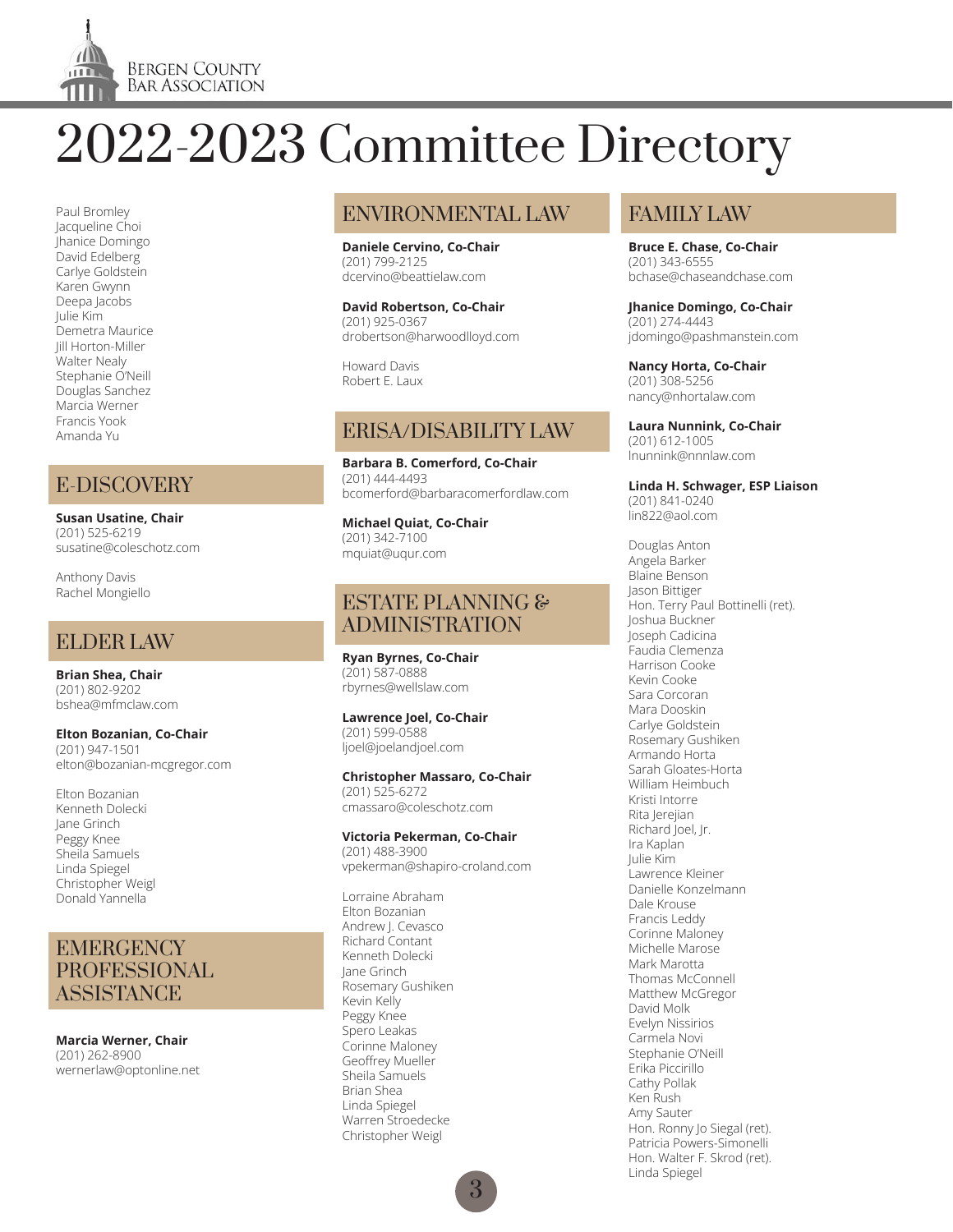# 2022-2023 Committee Directory

Paul Bromley
Jacqueline Choi
Jhanice Domingo
David Edelberg
Carlye Goldstein
Karen Gwynn
Deepa Jacobs
Julie Kim
Demetra Maurice
Jill Horton-Miller
Walter Nealy
Stephanie O'Neill
Douglas Sanchez
Marcia Werner
Francis Yook
Amanda Yu

## E-DISCOVERY

**Susan Usatine, Chair**
(201) 525-6219
susatine@coleschotz.com

Anthony Davis
Rachel Mongiello

## ELDER LAW

**Brian Shea, Chair**
(201) 802-9202
bshea@mfmclaw.com

**Elton Bozanian, Co-Chair**
(201) 947-1501
elton@bozanian-mcgregor.com

Elton Bozanian
Kenneth Dolecki
Jane Grinch
Peggy Knee
Sheila Samuels
Linda Spiegel
Christopher Weigl
Donald Yannella

## EMERGENCY PROFESSIONAL ASSISTANCE

**Marcia Werner, Chair**
(201) 262-8900
wernerlaw@optonline.net

## ENVIRONMENTAL LAW

**Daniele Cervino, Co-Chair**
(201) 799-2125
dcervino@beattielaw.com

**David Robertson, Co-Chair**
(201) 925-0367
drobertson@harwoodlloyd.com

Howard Davis
Robert E. Laux

## ERISA/DISABILITY LAW

**Barbara B. Comerford, Co-Chair**
(201) 444-4493
bcomerford@barbaracomerfordlaw.com

**Michael Quiat, Co-Chair**
(201) 342-7100
mquiat@uqur.com

## ESTATE PLANNING & ADMINISTRATION

**Ryan Byrnes, Co-Chair**
(201) 587-0888
rbyrnes@wellslaw.com

**Lawrence Joel, Co-Chair**
(201) 599-0588
ljoel@joelandjoel.com

**Christopher Massaro, Co-Chair**
(201) 525-6272
cmassaro@coleschotz.com

**Victoria Pekerman, Co-Chair**
(201) 488-3900
vpekerman@shapiro-croland.com

Lorraine Abraham
Elton Bozanian
Andrew J. Cevasco
Richard Contant
Kenneth Dolecki
Jane Grinch
Rosemary Gushiken
Kevin Kelly
Peggy Knee
Spero Leakas
Corinne Maloney
Geoffrey Mueller
Sheila Samuels
Brian Shea
Linda Spiegel
Warren Stroedecke
Christopher Weigl

## FAMILY LAW

**Bruce E. Chase, Co-Chair**
(201) 343-6555
bchase@chaseandchase.com

**Jhanice Domingo, Co-Chair**
(201) 274-4443
jdomingo@pashmanstein.com

**Nancy Horta, Co-Chair**
(201) 308-5256
nancy@nhortalaw.com

**Laura Nunnink, Co-Chair**
(201) 612-1005
lnunnink@nnnlaw.com

**Linda H. Schwager, ESP Liaison**
(201) 841-0240
lin822@aol.com

Douglas Anton
Angela Barker
Blaine Benson
Jason Bittiger
Hon. Terry Paul Bottinelli (ret).
Joshua Buckner
Joseph Cadicina
Faudia Clemenza
Harrison Cooke
Kevin Cooke
Sara Corcoran
Mara Dooskin
Carlye Goldstein
Rosemary Gushiken
Armando Horta
Sarah Gloates-Horta
William Heimbuch
Kristi Intorre
Rita Jerejian
Richard Joel, Jr.
Ira Kaplan
Julie Kim
Lawrence Kleiner
Danielle Konzelmann
Dale Krouse
Francis Leddy
Corinne Maloney
Michelle Marose
Mark Marotta
Thomas McConnell
Matthew McGregor
David Molk
Evelyn Nissirios
Carmela Novi
Stephanie O'Neill
Erika Piccirillo
Cathy Pollak
Ken Rush
Amy Sauter
Hon. Ronny Jo Siegal (ret).
Patricia Powers-Simonelli
Hon. Walter F. Skrod (ret).
Linda Spiegel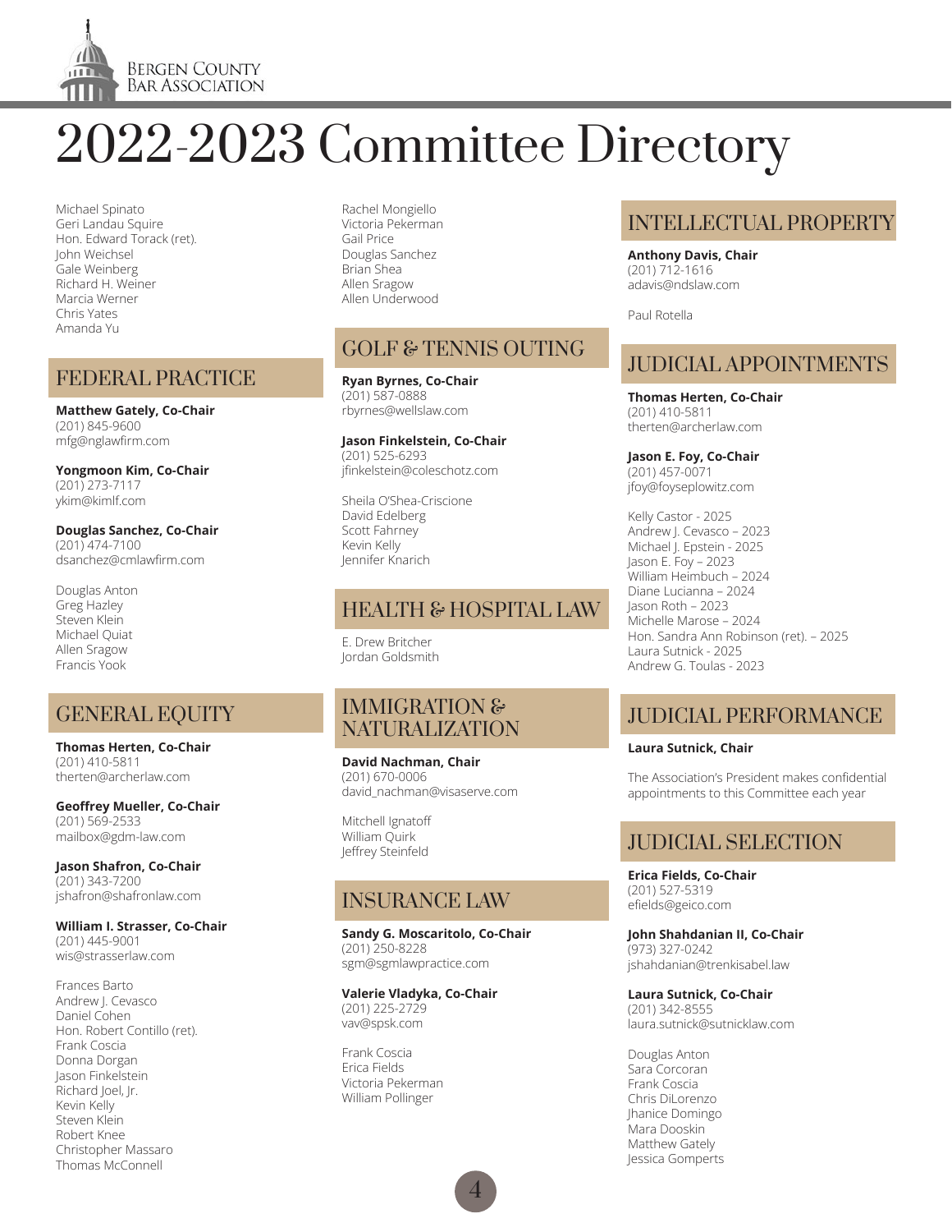# 2022-2023 Committee Directory

Michael Spinato
Geri Landau Squire
Hon. Edward Torack (ret).
John Weichsel
Gale Weinberg
Richard H. Weiner
Marcia Werner
Chris Yates
Amanda Yu

## FEDERAL PRACTICE

**Matthew Gately, Co-Chair**
(201) 845-9600
mfg@nglawfirm.com

**Yongmoon Kim, Co-Chair**
(201) 273-7117
ykim@kimlf.com

**Douglas Sanchez, Co-Chair**
(201) 474-7100
dsanchez@cmlawfirm.com

Douglas Anton
Greg Hazley
Steven Klein
Michael Quiat
Allen Sragow
Francis Yook

## GENERAL EQUITY

**Thomas Herten, Co-Chair**
(201) 410-5811
therten@archerlaw.com

**Geoffrey Mueller, Co-Chair**
(201) 569-2533
mailbox@gdm-law.com

**Jason Shafron, Co-Chair**
(201) 343-7200
jshafron@shafronlaw.com

**William I. Strasser, Co-Chair**
(201) 445-9001
wis@strasserlaw.com

Frances Barto
Andrew J. Cevasco
Daniel Cohen
Hon. Robert Contillo (ret).
Frank Coscia
Donna Dorgan
Jason Finkelstein
Richard Joel, Jr.
Kevin Kelly
Steven Klein
Robert Knee
Christopher Massaro
Thomas McConnell
Rachel Mongiello
Victoria Pekerman
Gail Price
Douglas Sanchez
Brian Shea
Allen Sragow
Allen Underwood

## GOLF & TENNIS OUTING

**Ryan Byrnes, Co-Chair**
(201) 587-0888
rbyrnes@wellslaw.com

**Jason Finkelstein, Co-Chair**
(201) 525-6293
jfinkelstein@coleschotz.com

Sheila O'Shea-Criscione
David Edelberg
Scott Fahrney
Kevin Kelly
Jennifer Knarich

## HEALTH & HOSPITAL LAW

E. Drew Britcher
Jordan Goldsmith

## IMMIGRATION & NATURALIZATION

**David Nachman, Chair**
(201) 670-0006
david_nachman@visaserve.com

Mitchell Ignatoff
William Quirk
Jeffrey Steinfeld

## INSURANCE LAW

**Sandy G. Moscaritolo, Co-Chair**
(201) 250-8228
sgm@sgmlawpractice.com

**Valerie Vladyka, Co-Chair**
(201) 225-2729
vav@spsk.com

Frank Coscia
Erica Fields
Victoria Pekerman
William Pollinger

## INTELLECTUAL PROPERTY

**Anthony Davis, Chair**
(201) 712-1616
adavis@ndslaw.com

Paul Rotella

## JUDICIAL APPOINTMENTS

**Thomas Herten, Co-Chair**
(201) 410-5811
therten@archerlaw.com

**Jason E. Foy, Co-Chair**
(201) 457-0071
jfoy@foyseplowitz.com

Kelly Castor - 2025
Andrew J. Cevasco – 2023
Michael J. Epstein - 2025
Jason E. Foy – 2023
William Heimbuch – 2024
Diane Lucianna – 2024
Jason Roth – 2023
Michelle Marose – 2024
Hon. Sandra Ann Robinson (ret). – 2025
Laura Sutnick - 2025
Andrew G. Toulas - 2023

## JUDICIAL PERFORMANCE

**Laura Sutnick, Chair**

The Association's President makes confidential appointments to this Committee each year

## JUDICIAL SELECTION

**Erica Fields, Co-Chair**
(201) 527-5319
efields@geico.com

**John Shahdanian II, Co-Chair**
(973) 327-0242
jshahdanian@trenkisabel.law

**Laura Sutnick, Co-Chair**
(201) 342-8555
laura.sutnick@sutnicklaw.com

Douglas Anton
Sara Corcoran
Frank Coscia
Chris DiLorenzo
Jhanice Domingo
Mara Dooskin
Matthew Gately
Jessica Gomperts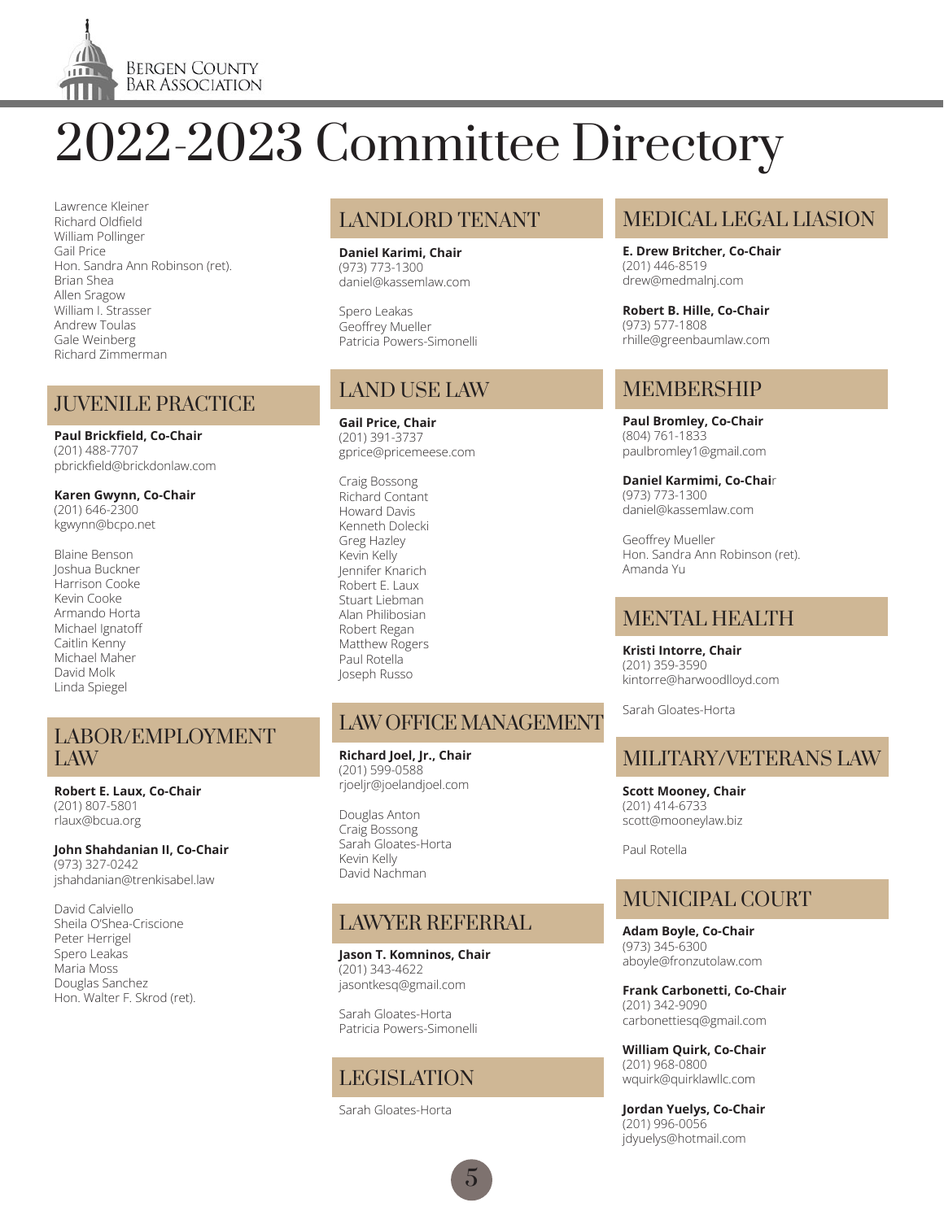# 2022-2023 Committee Directory

Lawrence Kleiner
Richard Oldfield
William Pollinger
Gail Price
Hon. Sandra Ann Robinson (ret).
Brian Shea
Allen Sragow
William I. Strasser
Andrew Toulas
Gale Weinberg
Richard Zimmerman

## JUVENILE PRACTICE

**Paul Brickfield, Co-Chair**
(201) 488-7707
pbrickfield@brickdonlaw.com

**Karen Gwynn, Co-Chair**
(201) 646-2300
kgwynn@bcpo.net

Blaine Benson
Joshua Buckner
Harrison Cooke
Kevin Cooke
Armando Horta
Michael Ignatoff
Caitlin Kenny
Michael Maher
David Molk
Linda Spiegel

## LABOR/EMPLOYMENT LAW

**Robert E. Laux, Co-Chair**
(201) 807-5801
rlaux@bcua.org

**John Shahdanian II, Co-Chair**
(973) 327-0242
jshahdanian@trenkisabel.law

David Calviello
Sheila O'Shea-Criscione
Peter Herrigel
Spero Leakas
Maria Moss
Douglas Sanchez
Hon. Walter F. Skrod (ret).

## LANDLORD TENANT

**Daniel Karimi, Chair**
(973) 773-1300
daniel@kassemlaw.com

Spero Leakas
Geoffrey Mueller
Patricia Powers-Simonelli

## LAND USE LAW

**Gail Price, Chair**
(201) 391-3737
gprice@pricemeese.com

Craig Bossong
Richard Contant
Howard Davis
Kenneth Dolecki
Greg Hazley
Kevin Kelly
Jennifer Knarich
Robert E. Laux
Stuart Liebman
Alan Philibosian
Robert Regan
Matthew Rogers
Paul Rotella
Joseph Russo

## LAW OFFICE MANAGEMENT

**Richard Joel, Jr., Chair**
(201) 599-0588
rjoeljr@joelandjoel.com

Douglas Anton
Craig Bossong
Sarah Gloates-Horta
Kevin Kelly
David Nachman

## LAWYER REFERRAL

**Jason T. Komninos, Chair**
(201) 343-4622
jasontkesq@gmail.com

Sarah Gloates-Horta
Patricia Powers-Simonelli

## LEGISLATION

Sarah Gloates-Horta

## MEDICAL LEGAL LIASION

**E. Drew Britcher, Co-Chair**
(201) 446-8519
drew@medmalnj.com

**Robert B. Hille, Co-Chair**
(973) 577-1808
rhille@greenbaumlaw.com

## MEMBERSHIP

**Paul Bromley, Co-Chair**
(804) 761-1833
paulbromley1@gmail.com

**Daniel Karmimi, Co-Chai**r
(973) 773-1300
daniel@kassemlaw.com

Geoffrey Mueller
Hon. Sandra Ann Robinson (ret).
Amanda Yu

## MENTAL HEALTH

**Kristi Intorre, Chair**
(201) 359-3590
kintorre@harwoodlloyd.com

Sarah Gloates-Horta

## MILITARY/VETERANS LAW

**Scott Mooney, Chair**
(201) 414-6733
scott@mooneylaw.biz

Paul Rotella

## MUNICIPAL COURT

**Adam Boyle, Co-Chair**
(973) 345-6300
aboyle@fronzutolaw.com

**Frank Carbonetti, Co-Chair**
(201) 342-9090
carbonettiesq@gmail.com

**William Quirk, Co-Chair**
(201) 968-0800
wquirk@quirklawllc.com

**Jordan Yuelys, Co-Chair**
(201) 996-0056
jdyuelys@hotmail.com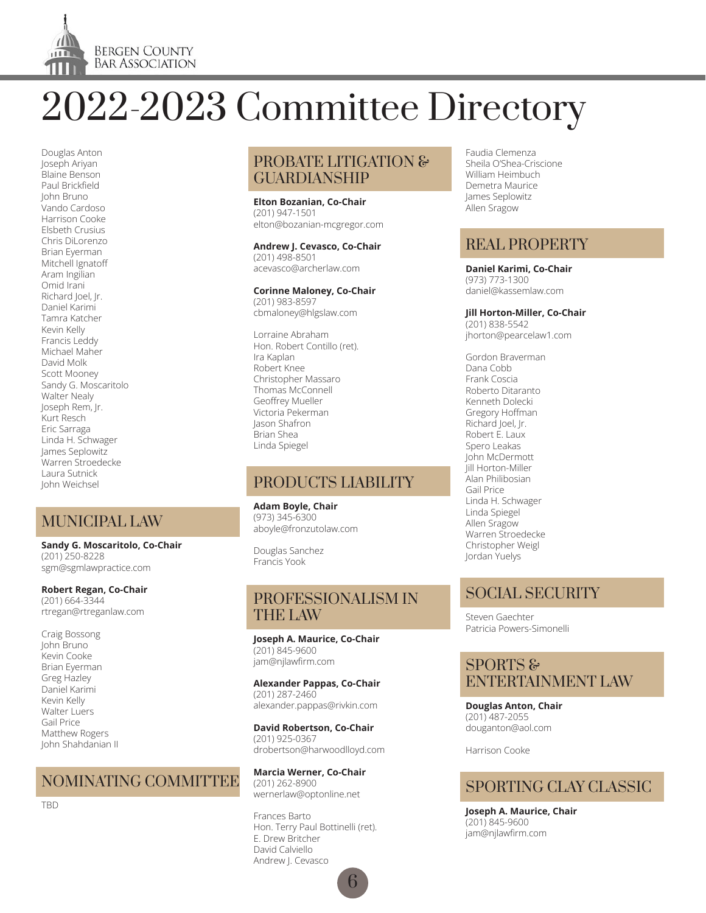# 2022-2023 Committee Directory

Douglas Anton
Joseph Ariyan
Blaine Benson
Paul Brickfield
John Bruno
Vando Cardoso
Harrison Cooke
Elsbeth Crusius
Chris DiLorenzo
Brian Eyerman
Mitchell Ignatoff
Aram Ingilian
Omid Irani
Richard Joel, Jr.
Daniel Karimi
Tamra Katcher
Kevin Kelly
Francis Leddy
Michael Maher
David Molk
Scott Mooney
Sandy G. Moscaritolo
Walter Nealy
Joseph Rem, Jr.
Kurt Resch
Eric Sarraga
Linda H. Schwager
James Seplowitz
Warren Stroedecke
Laura Sutnick
John Weichsel

## MUNICIPAL LAW

**Sandy G. Moscaritolo, Co-Chair**
(201) 250-8228
sgm@sgmlawpractice.com

**Robert Regan, Co-Chair**
(201) 664-3344
rtregan@rtreganlaw.com

Craig Bossong
John Bruno
Kevin Cooke
Brian Eyerman
Greg Hazley
Daniel Karimi
Kevin Kelly
Walter Luers
Gail Price
Matthew Rogers
John Shahdanian II

## NOMINATING COMMITTEE

TBD

## PROBATE LITIGATION & GUARDIANSHIP

**Elton Bozanian, Co-Chair**
(201) 947-1501
elton@bozanian-mcgregor.com

**Andrew J. Cevasco, Co-Chair**
(201) 498-8501
acevasco@archerlaw.com

**Corinne Maloney, Co-Chair**
(201) 983-8597
cbmaloney@hlgslaw.com

Lorraine Abraham
Hon. Robert Contillo (ret).
Ira Kaplan
Robert Knee
Christopher Massaro
Thomas McConnell
Geoffrey Mueller
Victoria Pekerman
Jason Shafron
Brian Shea
Linda Spiegel

## PRODUCTS LIABILITY

**Adam Boyle, Chair**
(973) 345-6300
aboyle@fronzutolaw.com

Douglas Sanchez
Francis Yook

## PROFESSIONALISM IN THE LAW

**Joseph A. Maurice, Co-Chair**
(201) 845-9600
jam@njlawfirm.com

**Alexander Pappas, Co-Chair**
(201) 287-2460
alexander.pappas@rivkin.com

**David Robertson, Co-Chair**
(201) 925-0367
drobertson@harwoodlloyd.com

**Marcia Werner, Co-Chair**
(201) 262-8900
wernerlaw@optonline.net

Frances Barto
Hon. Terry Paul Bottinelli (ret).
E. Drew Britcher
David Calviello
Andrew J. Cevasco
Faudia Clemenza
Sheila O'Shea-Criscione
William Heimbuch
Demetra Maurice
James Seplowitz
Allen Sragow

## REAL PROPERTY

**Daniel Karimi, Co-Chair**
(973) 773-1300
daniel@kassemlaw.com

**Jill Horton-Miller, Co-Chair**
(201) 838-5542
jhorton@pearcelaw1.com

Gordon Braverman
Dana Cobb
Frank Coscia
Roberto Ditaranto
Kenneth Dolecki
Gregory Hoffman
Richard Joel, Jr.
Robert E. Laux
Spero Leakas
John McDermott
Jill Horton-Miller
Alan Philibosian
Gail Price
Linda H. Schwager
Linda Spiegel
Allen Sragow
Warren Stroedecke
Christopher Weigl
Jordan Yuelys

## SOCIAL SECURITY

Steven Gaechter
Patricia Powers-Simonelli

## SPORTS & ENTERTAINMENT LAW

**Douglas Anton, Chair**
(201) 487-2055
douganton@aol.com

Harrison Cooke

## SPORTING CLAY CLASSIC

**Joseph A. Maurice, Chair**
(201) 845-9600
jam@njlawfirm.com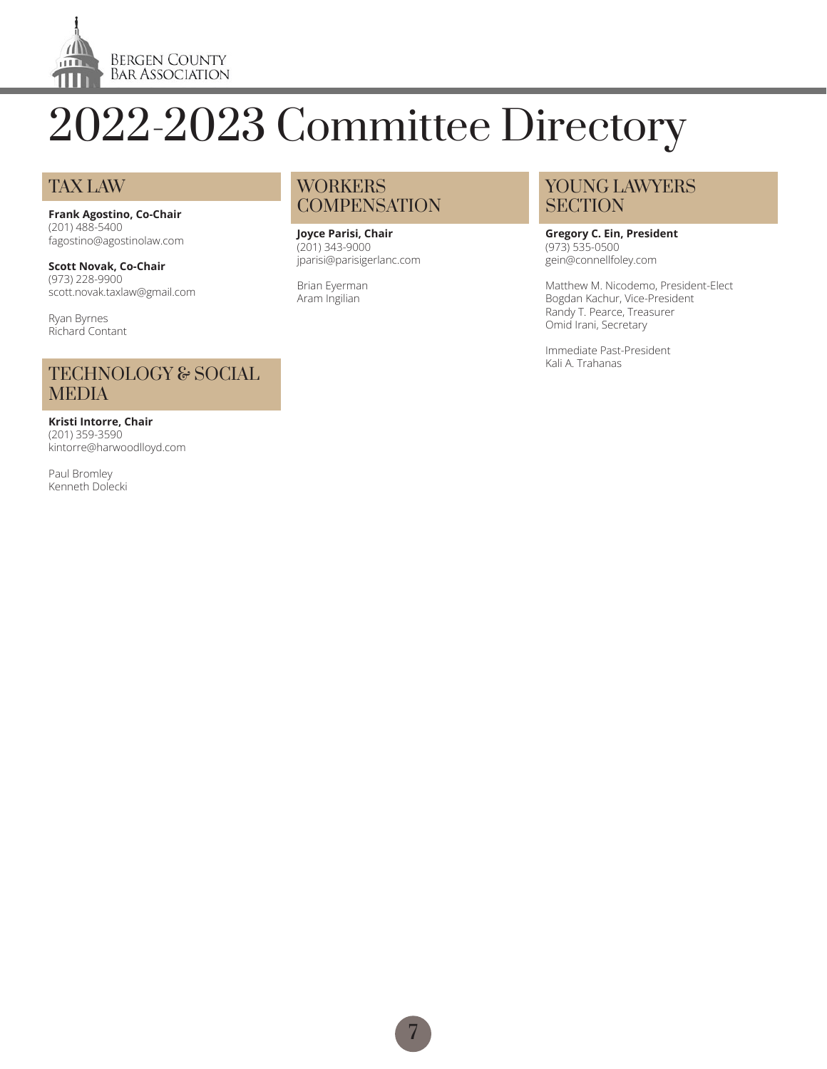# 2022-2023 Committee Directory

## TAX LAW

**Frank Agostino, Co-Chair**
(201) 488-5400
fagostino@agostinolaw.com

**Scott Novak, Co-Chair**
(973) 228-9900
scott.novak.taxlaw@gmail.com

Ryan Byrnes
Richard Contant

## TECHNOLOGY & SOCIAL MEDIA

**Kristi Intorre, Chair**
(201) 359-3590
kintorre@harwoodlloyd.com

Paul Bromley
Kenneth Dolecki

## WORKERS COMPENSATION

**Joyce Parisi, Chair**
(201) 343-9000
jparisi@parisigerlanc.com

Brian Eyerman
Aram Ingilian

## YOUNG LAWYERS SECTION

**Gregory C. Ein, President**
(973) 535-0500
gein@connellfoley.com

Matthew M. Nicodemo, President-Elect
Bogdan Kachur, Vice-President
Randy T. Pearce, Treasurer
Omid Irani, Secretary

Immediate Past-President
Kali A. Trahanas